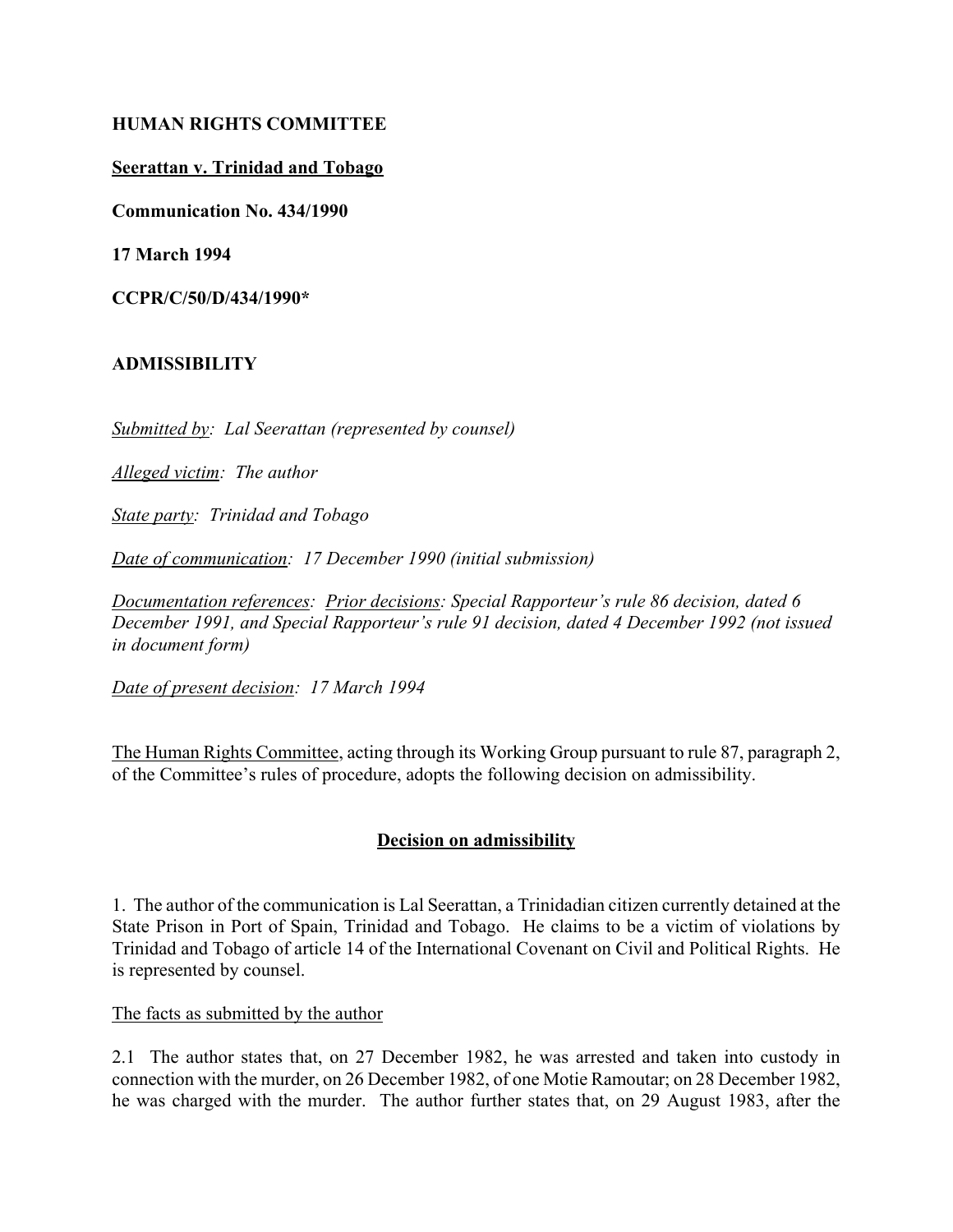**HUMAN RIGHTS COMMITTEE**

**Seerattan v. Trinidad and Tobago**

**Communication No. 434/1990**

**17 March 1994**

**CCPR/C/50/D/434/1990***

**ADMISSIBILITY**

*Submitted by: Lal Seerattan (represented by counsel)*

*Alleged victim: The author*

*State party: Trinidad and Tobago*

*Date of communication: 17 December 1990 (initial submission)*

*Documentation references: Prior decisions: Special Rapporteur's rule 86 decision, dated 6 December 1991, and Special Rapporteur's rule 91 decision, dated 4 December 1992 (not issued in document form)*

*Date of present decision: 17 March 1994*

The Human Rights Committee, acting through its Working Group pursuant to rule 87, paragraph 2, of the Committee's rules of procedure, adopts the following decision on admissibility.

## Decision on admissibility

1. The author of the communication is Lal Seerattan, a Trinidadian citizen currently detained at the State Prison in Port of Spain, Trinidad and Tobago. He claims to be a victim of violations by Trinidad and Tobago of article 14 of the International Covenant on Civil and Political Rights. He is represented by counsel.

The facts as submitted by the author

2.1 The author states that, on 27 December 1982, he was arrested and taken into custody in connection with the murder, on 26 December 1982, of one Motie Ramoutar; on 28 December 1982, he was charged with the murder. The author further states that, on 29 August 1983, after the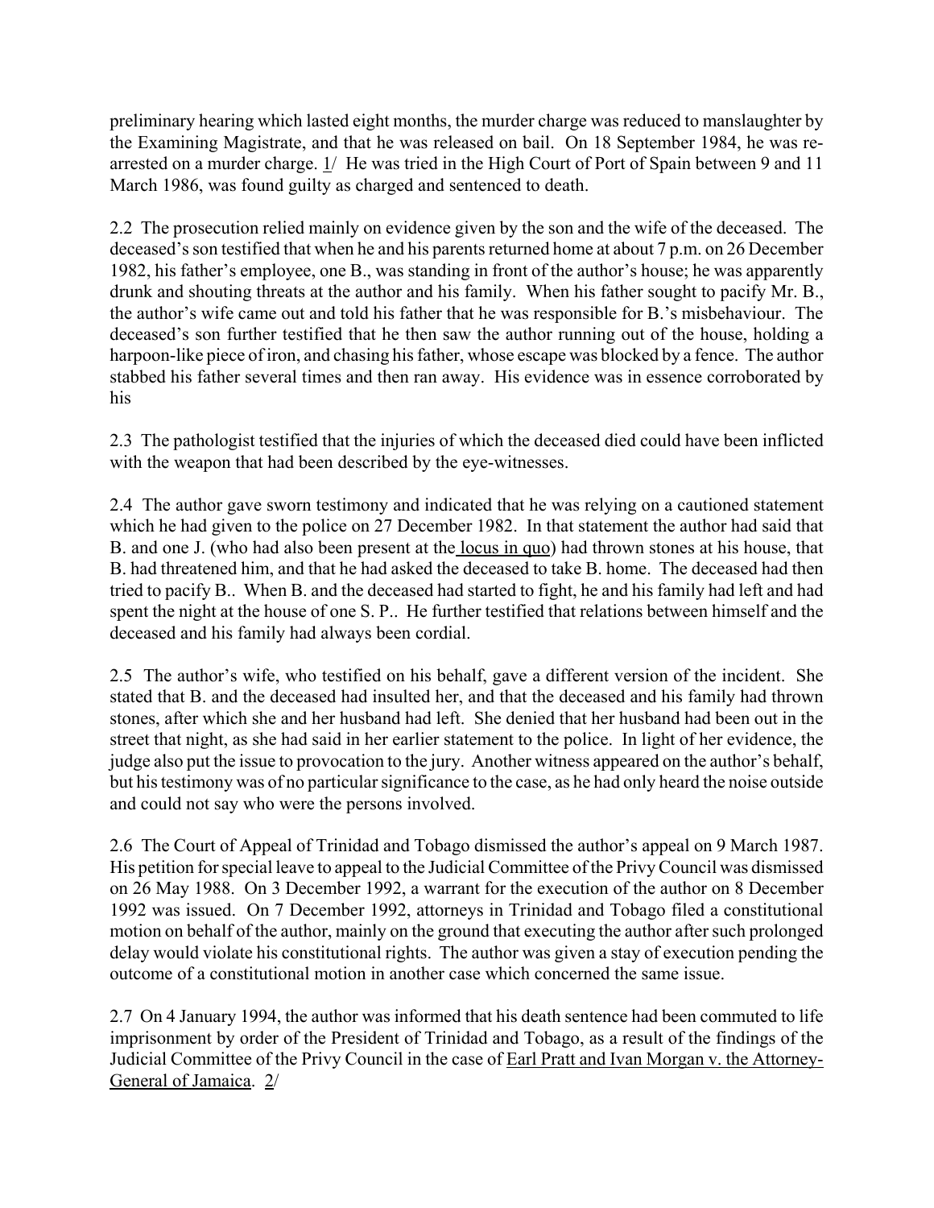preliminary hearing which lasted eight months, the murder charge was reduced to manslaughter by the Examining Magistrate, and that he was released on bail. On 18 September 1984, he was re-arrested on a murder charge. 1/ He was tried in the High Court of Port of Spain between 9 and 11 March 1986, was found guilty as charged and sentenced to death.

2.2 The prosecution relied mainly on evidence given by the son and the wife of the deceased. The deceased's son testified that when he and his parents returned home at about 7 p.m. on 26 December 1982, his father's employee, one B., was standing in front of the author's house; he was apparently drunk and shouting threats at the author and his family. When his father sought to pacify Mr. B., the author's wife came out and told his father that he was responsible for B.'s misbehaviour. The deceased's son further testified that he then saw the author running out of the house, holding a harpoon-like piece of iron, and chasing his father, whose escape was blocked by a fence. The author stabbed his father several times and then ran away. His evidence was in essence corroborated by his

2.3 The pathologist testified that the injuries of which the deceased died could have been inflicted with the weapon that had been described by the eye-witnesses.

2.4 The author gave sworn testimony and indicated that he was relying on a cautioned statement which he had given to the police on 27 December 1982. In that statement the author had said that B. and one J. (who had also been present at the locus in quo) had thrown stones at his house, that B. had threatened him, and that he had asked the deceased to take B. home. The deceased had then tried to pacify B.. When B. and the deceased had started to fight, he and his family had left and had spent the night at the house of one S. P.. He further testified that relations between himself and the deceased and his family had always been cordial.

2.5 The author's wife, who testified on his behalf, gave a different version of the incident. She stated that B. and the deceased had insulted her, and that the deceased and his family had thrown stones, after which she and her husband had left. She denied that her husband had been out in the street that night, as she had said in her earlier statement to the police. In light of her evidence, the judge also put the issue to provocation to the jury. Another witness appeared on the author's behalf, but his testimony was of no particular significance to the case, as he had only heard the noise outside and could not say who were the persons involved.

2.6 The Court of Appeal of Trinidad and Tobago dismissed the author's appeal on 9 March 1987. His petition for special leave to appeal to the Judicial Committee of the Privy Council was dismissed on 26 May 1988. On 3 December 1992, a warrant for the execution of the author on 8 December 1992 was issued. On 7 December 1992, attorneys in Trinidad and Tobago filed a constitutional motion on behalf of the author, mainly on the ground that executing the author after such prolonged delay would violate his constitutional rights. The author was given a stay of execution pending the outcome of a constitutional motion in another case which concerned the same issue.

2.7 On 4 January 1994, the author was informed that his death sentence had been commuted to life imprisonment by order of the President of Trinidad and Tobago, as a result of the findings of the Judicial Committee of the Privy Council in the case of Earl Pratt and Ivan Morgan v. the Attorney-General of Jamaica. 2/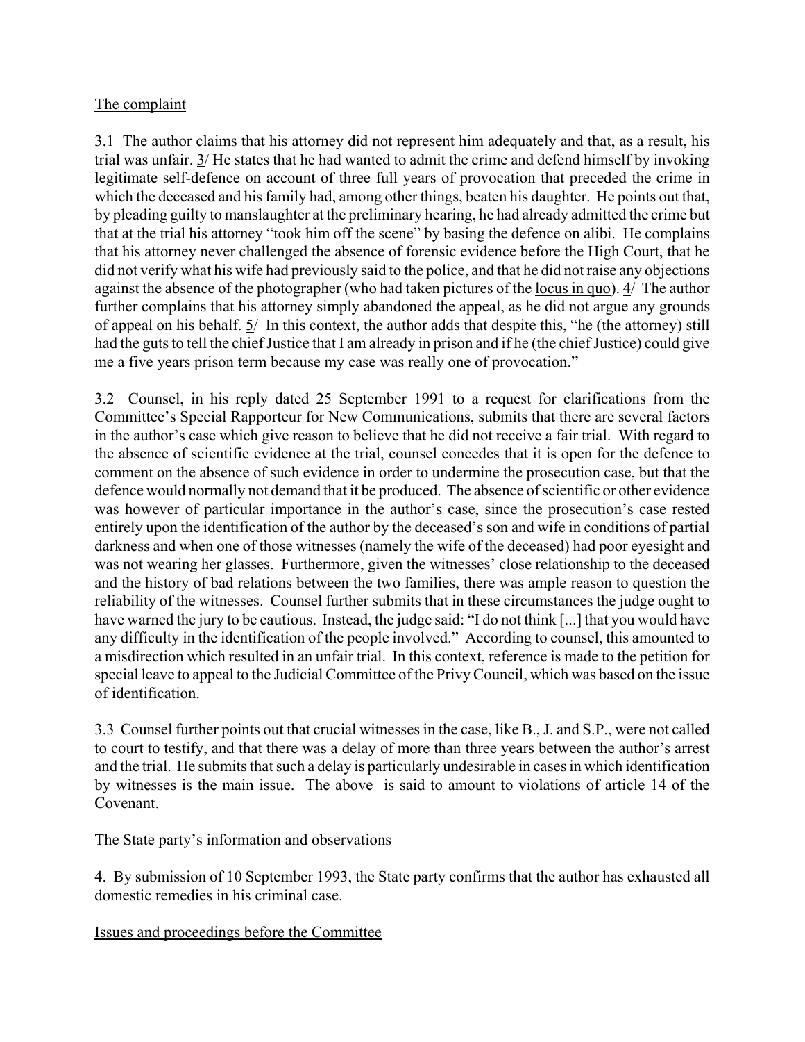The complaint

3.1 The author claims that his attorney did not represent him adequately and that, as a result, his trial was unfair. 3/ He states that he had wanted to admit the crime and defend himself by invoking legitimate self-defence on account of three full years of provocation that preceded the crime in which the deceased and his family had, among other things, beaten his daughter. He points out that, by pleading guilty to manslaughter at the preliminary hearing, he had already admitted the crime but that at the trial his attorney "took him off the scene" by basing the defence on alibi. He complains that his attorney never challenged the absence of forensic evidence before the High Court, that he did not verify what his wife had previously said to the police, and that he did not raise any objections against the absence of the photographer (who had taken pictures of the locus in quo). 4/ The author further complains that his attorney simply abandoned the appeal, as he did not argue any grounds of appeal on his behalf. 5/ In this context, the author adds that despite this, "he (the attorney) still had the guts to tell the chief Justice that I am already in prison and if he (the chief Justice) could give me a five years prison term because my case was really one of provocation."

3.2 Counsel, in his reply dated 25 September 1991 to a request for clarifications from the Committee's Special Rapporteur for New Communications, submits that there are several factors in the author's case which give reason to believe that he did not receive a fair trial. With regard to the absence of scientific evidence at the trial, counsel concedes that it is open for the defence to comment on the absence of such evidence in order to undermine the prosecution case, but that the defence would normally not demand that it be produced. The absence of scientific or other evidence was however of particular importance in the author's case, since the prosecution's case rested entirely upon the identification of the author by the deceased's son and wife in conditions of partial darkness and when one of those witnesses (namely the wife of the deceased) had poor eyesight and was not wearing her glasses. Furthermore, given the witnesses' close relationship to the deceased and the history of bad relations between the two families, there was ample reason to question the reliability of the witnesses. Counsel further submits that in these circumstances the judge ought to have warned the jury to be cautious. Instead, the judge said: "I do not think [...] that you would have any difficulty in the identification of the people involved." According to counsel, this amounted to a misdirection which resulted in an unfair trial. In this context, reference is made to the petition for special leave to appeal to the Judicial Committee of the Privy Council, which was based on the issue of identification.

3.3 Counsel further points out that crucial witnesses in the case, like B., J. and S.P., were not called to court to testify, and that there was a delay of more than three years between the author's arrest and the trial. He submits that such a delay is particularly undesirable in cases in which identification by witnesses is the main issue. The above is said to amount to violations of article 14 of the Covenant.

The State party's information and observations

4. By submission of 10 September 1993, the State party confirms that the author has exhausted all domestic remedies in his criminal case.

Issues and proceedings before the Committee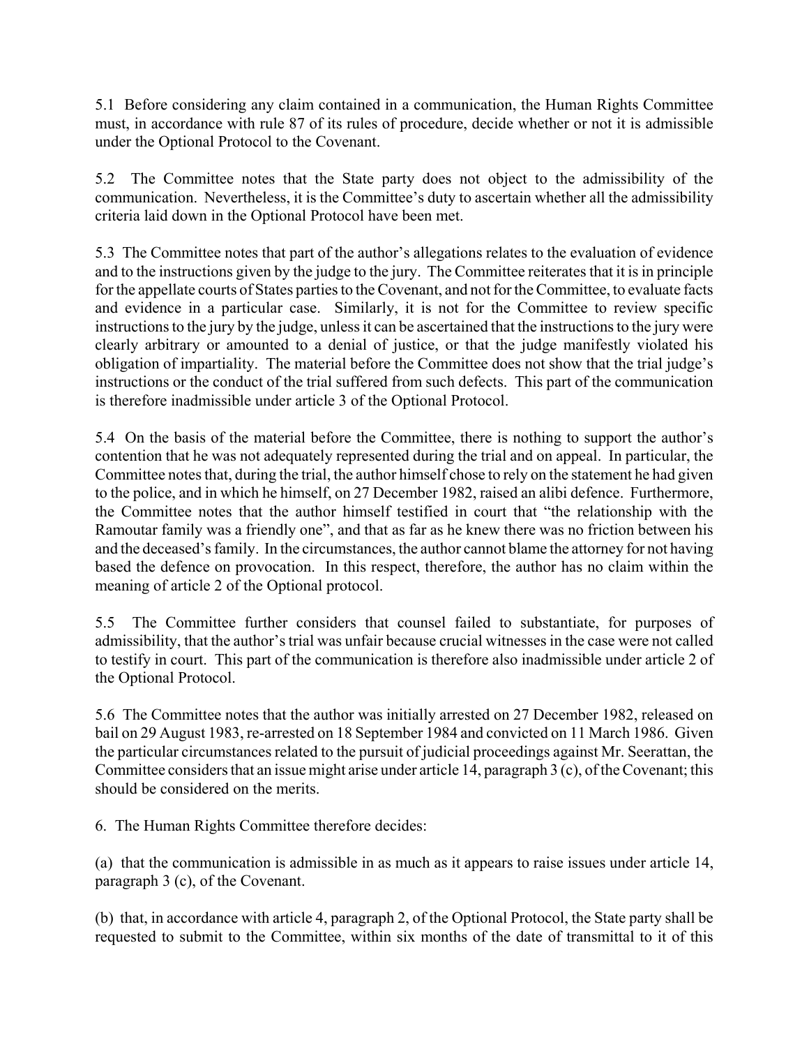5.1 Before considering any claim contained in a communication, the Human Rights Committee must, in accordance with rule 87 of its rules of procedure, decide whether or not it is admissible under the Optional Protocol to the Covenant.

5.2 The Committee notes that the State party does not object to the admissibility of the communication. Nevertheless, it is the Committee's duty to ascertain whether all the admissibility criteria laid down in the Optional Protocol have been met.

5.3 The Committee notes that part of the author's allegations relates to the evaluation of evidence and to the instructions given by the judge to the jury. The Committee reiterates that it is in principle for the appellate courts of States parties to the Covenant, and not for the Committee, to evaluate facts and evidence in a particular case. Similarly, it is not for the Committee to review specific instructions to the jury by the judge, unless it can be ascertained that the instructions to the jury were clearly arbitrary or amounted to a denial of justice, or that the judge manifestly violated his obligation of impartiality. The material before the Committee does not show that the trial judge's instructions or the conduct of the trial suffered from such defects. This part of the communication is therefore inadmissible under article 3 of the Optional Protocol.

5.4 On the basis of the material before the Committee, there is nothing to support the author's contention that he was not adequately represented during the trial and on appeal. In particular, the Committee notes that, during the trial, the author himself chose to rely on the statement he had given to the police, and in which he himself, on 27 December 1982, raised an alibi defence. Furthermore, the Committee notes that the author himself testified in court that "the relationship with the Ramoutar family was a friendly one", and that as far as he knew there was no friction between his and the deceased's family. In the circumstances, the author cannot blame the attorney for not having based the defence on provocation. In this respect, therefore, the author has no claim within the meaning of article 2 of the Optional protocol.

5.5 The Committee further considers that counsel failed to substantiate, for purposes of admissibility, that the author's trial was unfair because crucial witnesses in the case were not called to testify in court. This part of the communication is therefore also inadmissible under article 2 of the Optional Protocol.

5.6 The Committee notes that the author was initially arrested on 27 December 1982, released on bail on 29 August 1983, re-arrested on 18 September 1984 and convicted on 11 March 1986. Given the particular circumstances related to the pursuit of judicial proceedings against Mr. Seerattan, the Committee considers that an issue might arise under article 14, paragraph 3 (c), of the Covenant; this should be considered on the merits.

6. The Human Rights Committee therefore decides:

(a) that the communication is admissible in as much as it appears to raise issues under article 14, paragraph 3 (c), of the Covenant.

(b) that, in accordance with article 4, paragraph 2, of the Optional Protocol, the State party shall be requested to submit to the Committee, within six months of the date of transmittal to it of this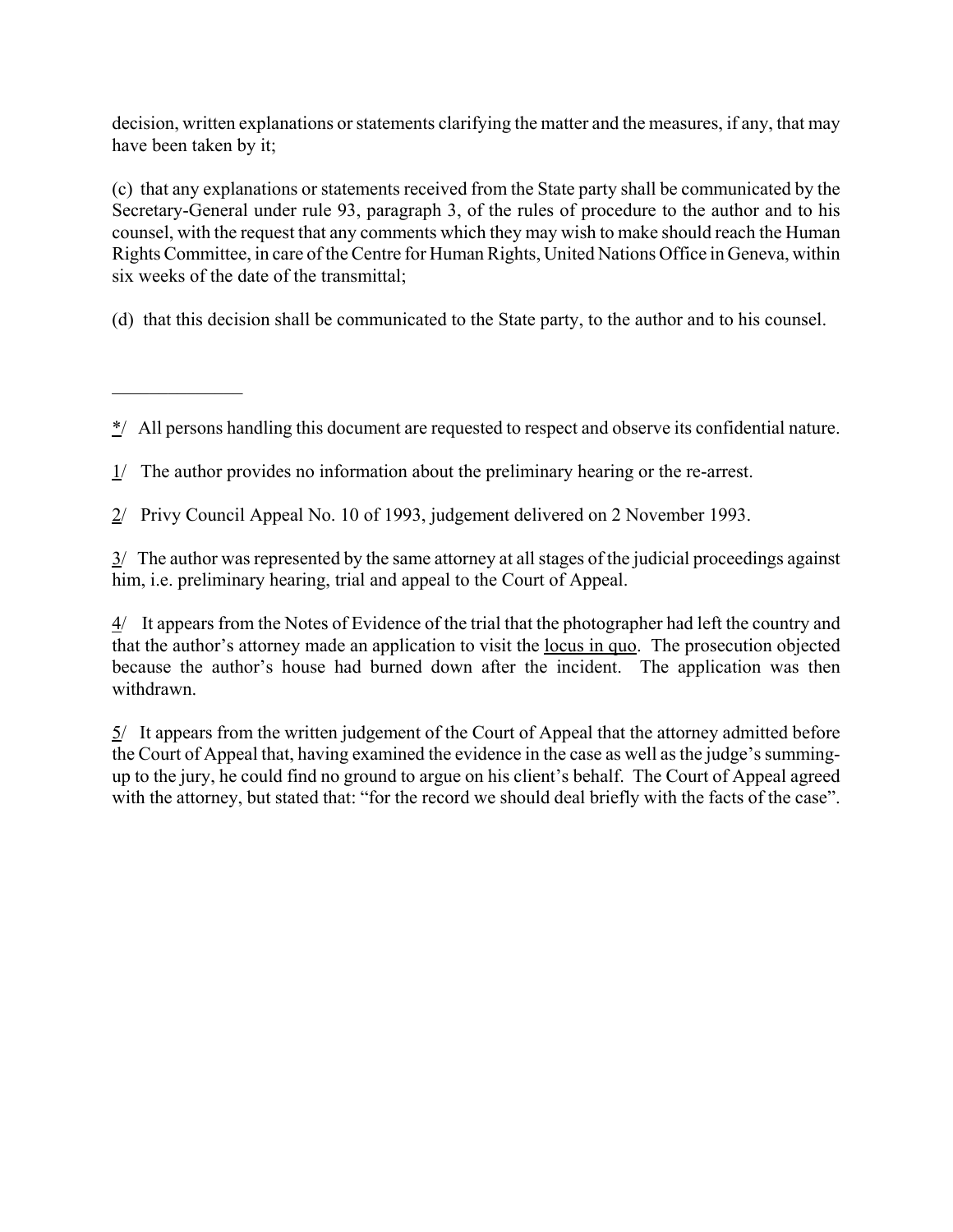decision, written explanations or statements clarifying the matter and the measures, if any, that may have been taken by it;

(c) that any explanations or statements received from the State party shall be communicated by the Secretary-General under rule 93, paragraph 3, of the rules of procedure to the author and to his counsel, with the request that any comments which they may wish to make should reach the Human Rights Committee, in care of the Centre for Human Rights, United Nations Office in Geneva, within six weeks of the date of the transmittal;

(d) that this decision shall be communicated to the State party, to the author and to his counsel.

______________

*/ All persons handling this document are requested to respect and observe its confidential nature.

1/ The author provides no information about the preliminary hearing or the re-arrest.

2/ Privy Council Appeal No. 10 of 1993, judgement delivered on 2 November 1993.

3/ The author was represented by the same attorney at all stages of the judicial proceedings against him, i.e. preliminary hearing, trial and appeal to the Court of Appeal.

4/ It appears from the Notes of Evidence of the trial that the photographer had left the country and that the author's attorney made an application to visit the locus in quo. The prosecution objected because the author's house had burned down after the incident. The application was then withdrawn.

5/ It appears from the written judgement of the Court of Appeal that the attorney admitted before the Court of Appeal that, having examined the evidence in the case as well as the judge's summing-up to the jury, he could find no ground to argue on his client's behalf. The Court of Appeal agreed with the attorney, but stated that: "for the record we should deal briefly with the facts of the case".